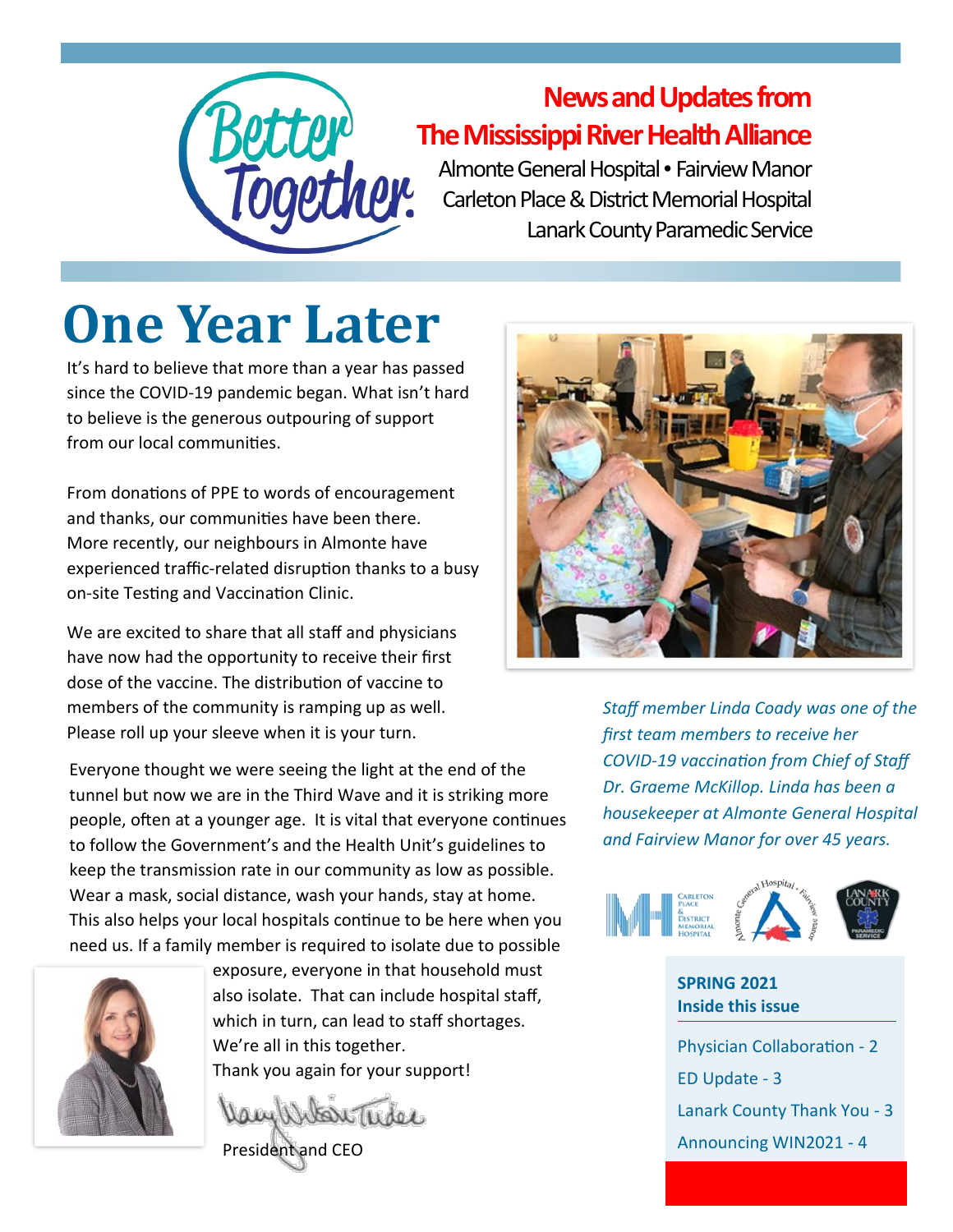Better Together.

## News and Updates from The Mississippi River Health Alliance

Almonte General Hospital • Fairview Manor
Carleton Place & District Memorial Hospital
Lanark County Paramedic Service

# One Year Later

It's hard to believe that more than a year has passed since the COVID-19 pandemic began. What isn't hard to believe is the generous outpouring of support from our local communities.

From donations of PPE to words of encouragement and thanks, our communities have been there. More recently, our neighbours in Almonte have experienced traffic-related disruption thanks to a busy on-site Testing and Vaccination Clinic.

We are excited to share that all staff and physicians have now had the opportunity to receive their first dose of the vaccine. The distribution of vaccine to members of the community is ramping up as well. Please roll up your sleeve when it is your turn.

Everyone thought we were seeing the light at the end of the tunnel but now we are in the Third Wave and it is striking more people, often at a younger age. It is vital that everyone continues to follow the Government's and the Health Unit's guidelines to keep the transmission rate in our community as low as possible. Wear a mask, social distance, wash your hands, stay at home. This also helps your local hospitals continue to be here when you need us. If a family member is required to isolate due to possible exposure, everyone in that household must also isolate. That can include hospital staff, which in turn, can lead to staff shortages. We're all in this together.
Thank you again for your support!

President and CEO

*Staff member Linda Coady was one of the first team members to receive her COVID-19 vaccination from Chief of Staff Dr. Graeme McKillop. Linda has been a housekeeper at Almonte General Hospital and Fairview Manor for over 45 years.*

**SPRING 2021**
**Inside this issue**

- Physician Collaboration - 2
- ED Update - 3
- Lanark County Thank You - 3
- Announcing WIN2021 - 4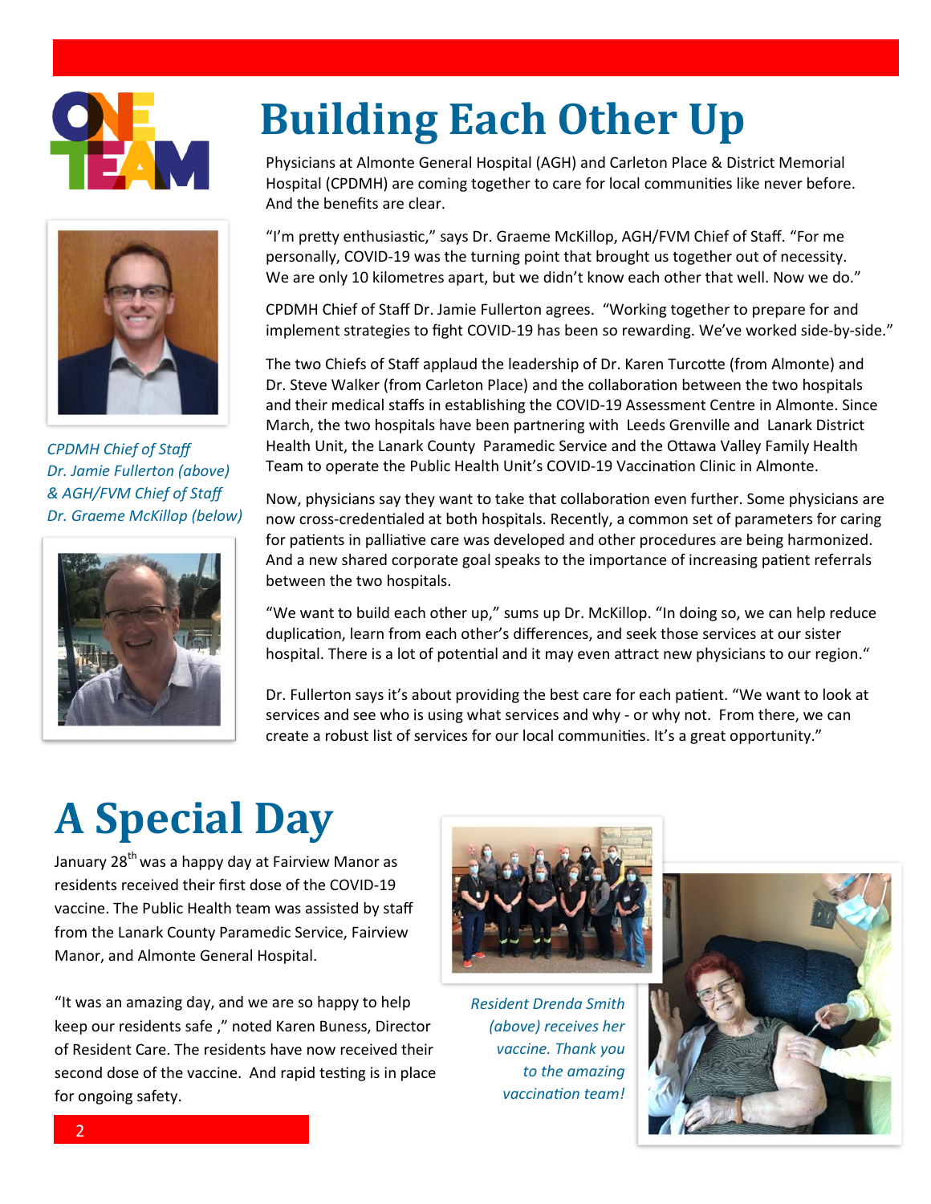# Building Each Other Up

CPDMH Chief of Staff Dr. Jamie Fullerton (above) & AGH/FVM Chief of Staff Dr. Graeme McKillop (below)

Physicians at Almonte General Hospital (AGH) and Carleton Place & District Memorial Hospital (CPDMH) are coming together to care for local communities like never before. And the benefits are clear.

"I'm pretty enthusiastic," says Dr. Graeme McKillop, AGH/FVM Chief of Staff. "For me personally, COVID-19 was the turning point that brought us together out of necessity. We are only 10 kilometres apart, but we didn't know each other that well. Now we do."

CPDMH Chief of Staff Dr. Jamie Fullerton agrees. "Working together to prepare for and implement strategies to fight COVID-19 has been so rewarding. We've worked side-by-side."

The two Chiefs of Staff applaud the leadership of Dr. Karen Turcotte (from Almonte) and Dr. Steve Walker (from Carleton Place) and the collaboration between the two hospitals and their medical staffs in establishing the COVID-19 Assessment Centre in Almonte. Since March, the two hospitals have been partnering with Leeds Grenville and Lanark District Health Unit, the Lanark County Paramedic Service and the Ottawa Valley Family Health Team to operate the Public Health Unit's COVID-19 Vaccination Clinic in Almonte.

Now, physicians say they want to take that collaboration even further. Some physicians are now cross-credentialed at both hospitals. Recently, a common set of parameters for caring for patients in palliative care was developed and other procedures are being harmonized. And a new shared corporate goal speaks to the importance of increasing patient referrals between the two hospitals.

"We want to build each other up," sums up Dr. McKillop. "In doing so, we can help reduce duplication, learn from each other's differences, and seek those services at our sister hospital. There is a lot of potential and it may even attract new physicians to our region."

Dr. Fullerton says it's about providing the best care for each patient. "We want to look at services and see who is using what services and why - or why not. From there, we can create a robust list of services for our local communities. It's a great opportunity."

# A Special Day

January 28th was a happy day at Fairview Manor as residents received their first dose of the COVID-19 vaccine. The Public Health team was assisted by staff from the Lanark County Paramedic Service, Fairview Manor, and Almonte General Hospital.

"It was an amazing day, and we are so happy to help keep our residents safe ," noted Karen Buness, Director of Resident Care. The residents have now received their second dose of the vaccine. And rapid testing is in place for ongoing safety.

*Resident Drenda Smith (above) receives her vaccine. Thank you to the amazing vaccination team!*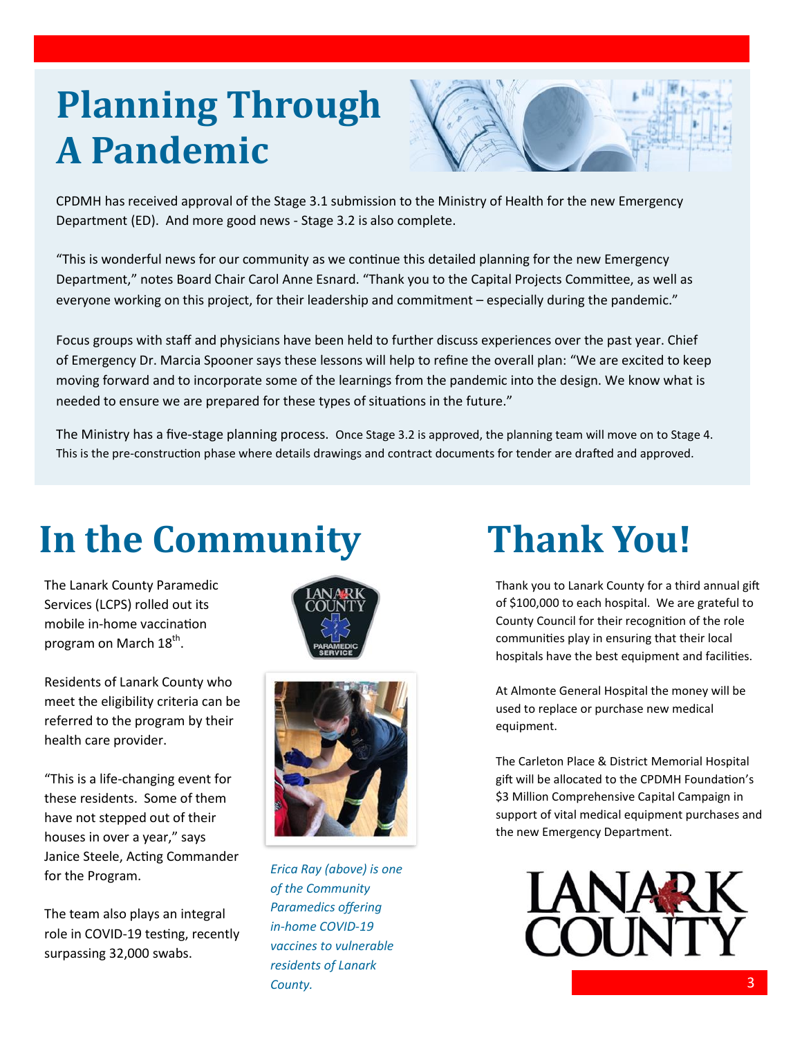# Planning Through A Pandemic

CPDMH has received approval of the Stage 3.1 submission to the Ministry of Health for the new Emergency Department (ED). And more good news - Stage 3.2 is also complete.

"This is wonderful news for our community as we continue this detailed planning for the new Emergency Department," notes Board Chair Carol Anne Esnard. "Thank you to the Capital Projects Committee, as well as everyone working on this project, for their leadership and commitment – especially during the pandemic."

Focus groups with staff and physicians have been held to further discuss experiences over the past year. Chief of Emergency Dr. Marcia Spooner says these lessons will help to refine the overall plan: "We are excited to keep moving forward and to incorporate some of the learnings from the pandemic into the design. We know what is needed to ensure we are prepared for these types of situations in the future."

The Ministry has a five-stage planning process. Once Stage 3.2 is approved, the planning team will move on to Stage 4. This is the pre-construction phase where details drawings and contract documents for tender are drafted and approved.

# In the Community

The Lanark County Paramedic Services (LCPS) rolled out its mobile in-home vaccination program on March 18th.

Residents of Lanark County who meet the eligibility criteria can be referred to the program by their health care provider.

"This is a life-changing event for these residents. Some of them have not stepped out of their houses in over a year," says Janice Steele, Acting Commander for the Program.

The team also plays an integral role in COVID-19 testing, recently surpassing 32,000 swabs.

*Erica Ray (above) is one of the Community Paramedics offering in-home COVID-19 vaccines to vulnerable residents of Lanark County.*

# Thank You!

Thank you to Lanark County for a third annual gift of $100,000 to each hospital. We are grateful to County Council for their recognition of the role communities play in ensuring that their local hospitals have the best equipment and facilities.

At Almonte General Hospital the money will be used to replace or purchase new medical equipment.

The Carleton Place & District Memorial Hospital gift will be allocated to the CPDMH Foundation's $3 Million Comprehensive Capital Campaign in support of vital medical equipment purchases and the new Emergency Department.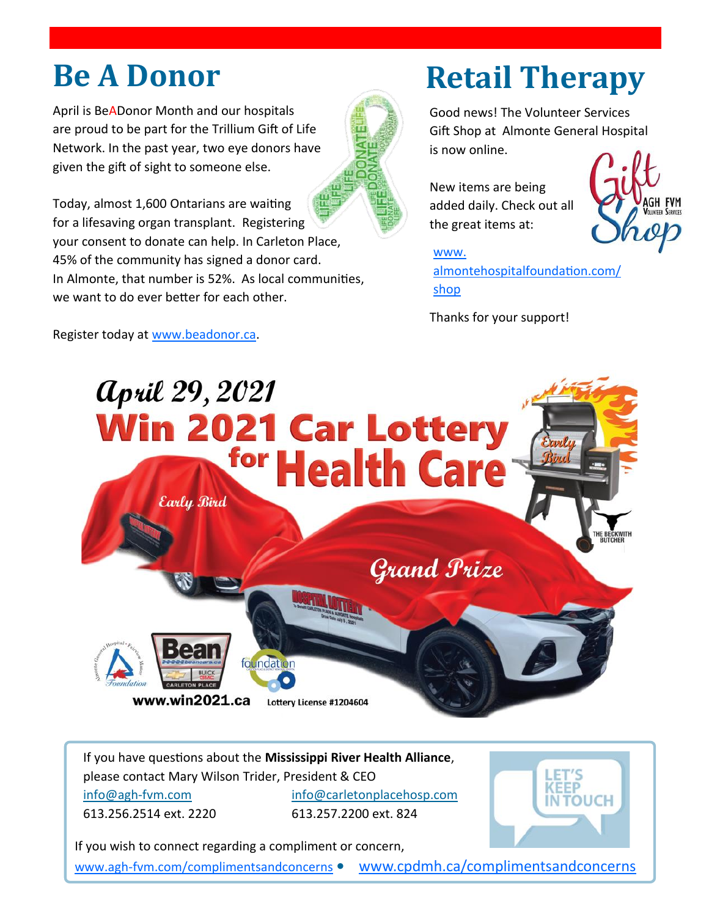# Be A Donor

April is BeADonor Month and our hospitals are proud to be part for the Trillium Gift of Life Network. In the past year, two eye donors have given the gift of sight to someone else.

Today, almost 1,600 Ontarians are waiting for a lifesaving organ transplant. Registering your consent to donate can help. In Carleton Place, 45% of the community has signed a donor card. In Almonte, that number is 52%. As local communities, we want to do ever better for each other.

Register today at www.beadonor.ca.

# Retail Therapy

Good news! The Volunteer Services Gift Shop at Almonte General Hospital is now online.

New items are being added daily. Check out all the great items at:

www.almontehospitalfoundation.com/shop

Thanks for your support!

April 29, 2021

**Win 2021 Car Lottery for Health Care**

Early Bird

Grand Prize

www.win2021.ca Lottery License #1204604

If you have questions about the **Mississippi River Health Alliance**, please contact Mary Wilson Trider, President & CEO

info@agh-fvm.com 613.256.2514 ext. 2220

info@carletonplacehosp.com 613.257.2200 ext. 824

LET'S KEEP IN TOUCH

If you wish to connect regarding a compliment or concern,

www.agh-fvm.com/complimentsandconcerns • www.cpdmh.ca/complimentsandconcerns